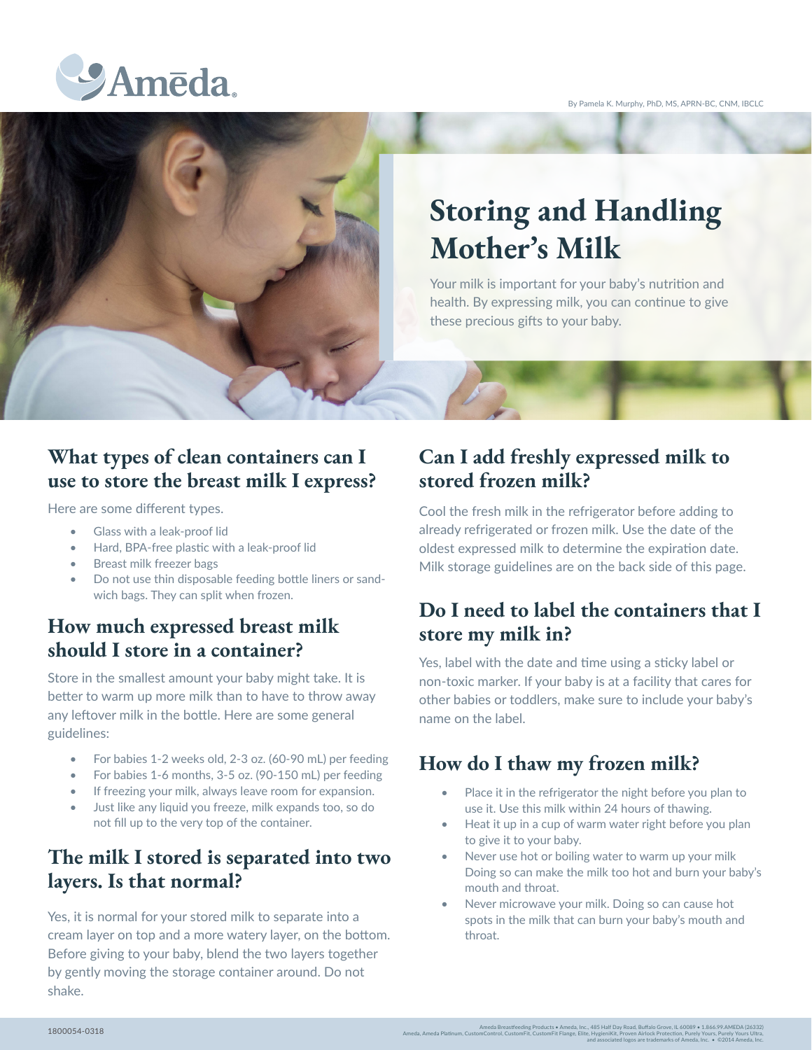Ameda

By Pamela K. Murphy, PhD, MS, APRN-BC, CNM, IBCLC

# Storing and Handling Mother's Milk

Your milk is important for your baby's nutrition and health. By expressing milk, you can continue to give these precious gifts to your baby.

## What types of clean containers can I use to store the breast milk I express?

Here are some different types.

- Glass with a leak-proof lid
- Hard, BPA-free plastic with a leak-proof lid
- Breast milk freezer bags
- Do not use thin disposable feeding bottle liners or sandwich bags. They can split when frozen.

## How much expressed breast milk should I store in a container?

Store in the smallest amount your baby might take. It is better to warm up more milk than to have to throw away any leftover milk in the bottle. Here are some general guidelines:

- For babies 1-2 weeks old, 2-3 oz. (60-90 mL) per feeding
- For babies 1-6 months, 3-5 oz. (90-150 mL) per feeding
- If freezing your milk, always leave room for expansion.
- Just like any liquid you freeze, milk expands too, so do not fill up to the very top of the container.

## The milk I stored is separated into two layers. Is that normal?

Yes, it is normal for your stored milk to separate into a cream layer on top and a more watery layer, on the bottom. Before giving to your baby, blend the two layers together by gently moving the storage container around. Do not shake.

## Can I add freshly expressed milk to stored frozen milk?

Cool the fresh milk in the refrigerator before adding to already refrigerated or frozen milk. Use the date of the oldest expressed milk to determine the expiration date. Milk storage guidelines are on the back side of this page.

## Do I need to label the containers that I store my milk in?

Yes, label with the date and time using a sticky label or non-toxic marker. If your baby is at a facility that cares for other babies or toddlers, make sure to include your baby's name on the label.

## How do I thaw my frozen milk?

- Place it in the refrigerator the night before you plan to use it. Use this milk within 24 hours of thawing.
- Heat it up in a cup of warm water right before you plan to give it to your baby.
- Never use hot or boiling water to warm up your milk Doing so can make the milk too hot and burn your baby's mouth and throat.
- Never microwave your milk. Doing so can cause hot spots in the milk that can burn your baby's mouth and throat.

1800054-0318

Ameda Breastfeeding Products • Ameda, Inc., 485 Half Day Road, Buffalo Grove, IL 60089 • 1.866.99.AMEDA (26332)
Ameda, Ameda Platinum, CustomControl, CustomFit, CustomFit Flange, Elite, HygieniKit, Proven Airlock Protection, Purely Yours, Purely Yours Ultra, and associated logos are trademarks of Ameda, Inc. • ©2014 Ameda, Inc.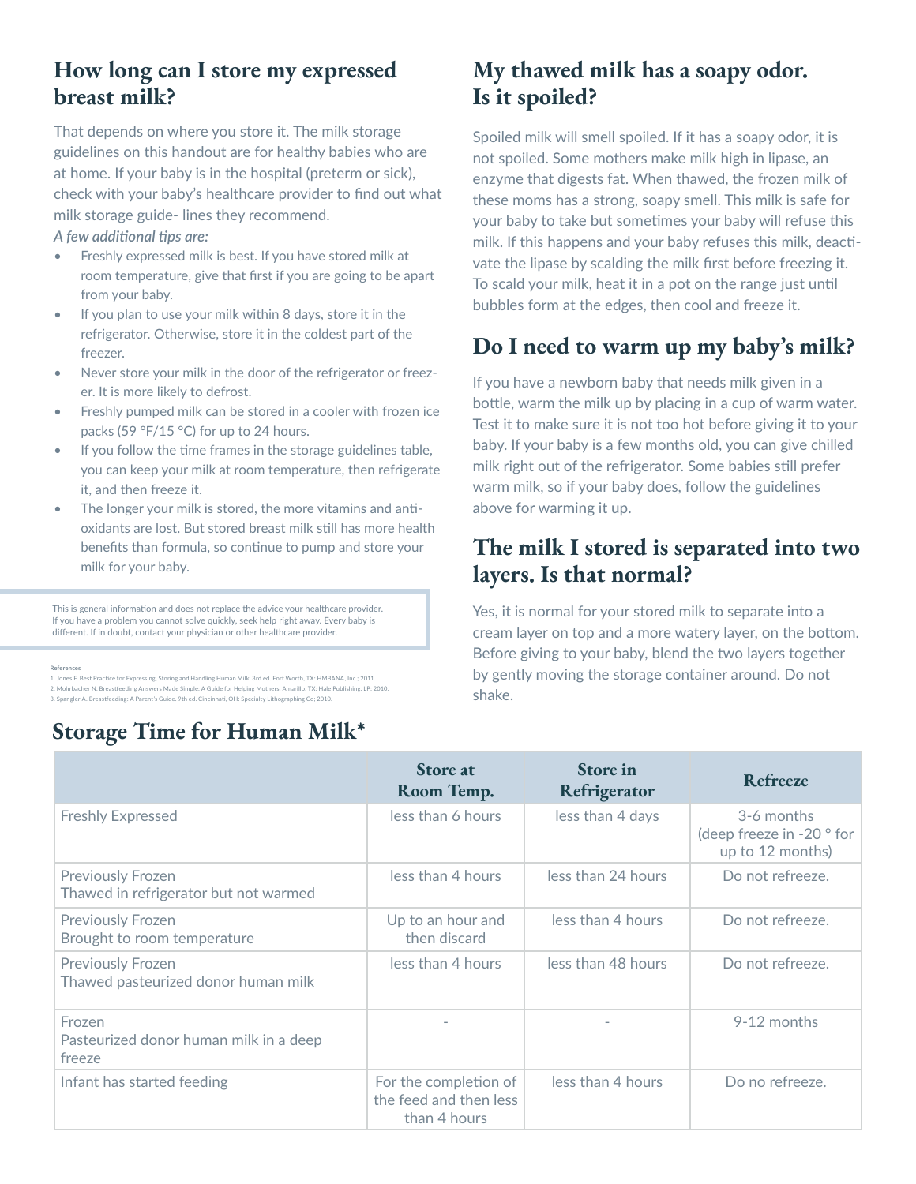## How long can I store my expressed breast milk?

That depends on where you store it. The milk storage guidelines on this handout are for healthy babies who are at home. If your baby is in the hospital (preterm or sick), check with your baby's healthcare provider to find out what milk storage guide- lines they recommend.

*A few additional tips are:*

- Freshly expressed milk is best. If you have stored milk at room temperature, give that first if you are going to be apart from your baby.
- If you plan to use your milk within 8 days, store it in the refrigerator. Otherwise, store it in the coldest part of the freezer.
- Never store your milk in the door of the refrigerator or freezer. It is more likely to defrost.
- Freshly pumped milk can be stored in a cooler with frozen ice packs (59 °F/15 °C) for up to 24 hours.
- If you follow the time frames in the storage guidelines table, you can keep your milk at room temperature, then refrigerate it, and then freeze it.
- The longer your milk is stored, the more vitamins and antioxidants are lost. But stored breast milk still has more health benefits than formula, so continue to pump and store your milk for your baby.

This is general information and does not replace the advice your healthcare provider. If you have a problem you cannot solve quickly, seek help right away. Every baby is different. If in doubt, contact your physician or other healthcare provider.

References
1. Jones F. Best Practice for Expressing, Storing and Handling Human Milk. 3rd ed. Fort Worth, TX: HMBANA, Inc.; 2011.
2. Mohrbacher N. Breastfeeding Answers Made Simple: A Guide for Helping Mothers. Amarillo, TX: Hale Publishing, LP; 2010.
3. Spangler A. Breastfeeding: A Parent's Guide. 9th ed. Cincinnati, OH: Specialty Lithographing Co; 2010.

## My thawed milk has a soapy odor. Is it spoiled?

Spoiled milk will smell spoiled. If it has a soapy odor, it is not spoiled. Some mothers make milk high in lipase, an enzyme that digests fat. When thawed, the frozen milk of these moms has a strong, soapy smell. This milk is safe for your baby to take but sometimes your baby will refuse this milk. If this happens and your baby refuses this milk, deactivate the lipase by scalding the milk first before freezing it. To scald your milk, heat it in a pot on the range just until bubbles form at the edges, then cool and freeze it.

## Do I need to warm up my baby's milk?

If you have a newborn baby that needs milk given in a bottle, warm the milk up by placing in a cup of warm water. Test it to make sure it is not too hot before giving it to your baby. If your baby is a few months old, you can give chilled milk right out of the refrigerator. Some babies still prefer warm milk, so if your baby does, follow the guidelines above for warming it up.

## The milk I stored is separated into two layers. Is that normal?

Yes, it is normal for your stored milk to separate into a cream layer on top and a more watery layer, on the bottom. Before giving to your baby, blend the two layers together by gently moving the storage container around. Do not shake.

## Storage Time for Human Milk*

| | Store at Room Temp. | Store in Refrigerator | Refreeze |
|---|---|---|---|
| Freshly Expressed | less than 6 hours | less than 4 days | 3-6 months (deep freeze in -20 ° for up to 12 months) |
| Previously Frozen<br>Thawed in refrigerator but not warmed | less than 4 hours | less than 24 hours | Do not refreeze. |
| Previously Frozen<br>Brought to room temperature | Up to an hour and then discard | less than 4 hours | Do not refreeze. |
| Previously Frozen<br>Thawed pasteurized donor human milk | less than 4 hours | less than 48 hours | Do not refreeze. |
| Frozen<br>Pasteurized donor human milk in a deep freeze | - | - | 9-12 months |
| Infant has started feeding | For the completion of the feed and then less than 4 hours | less than 4 hours | Do no refreeze. |